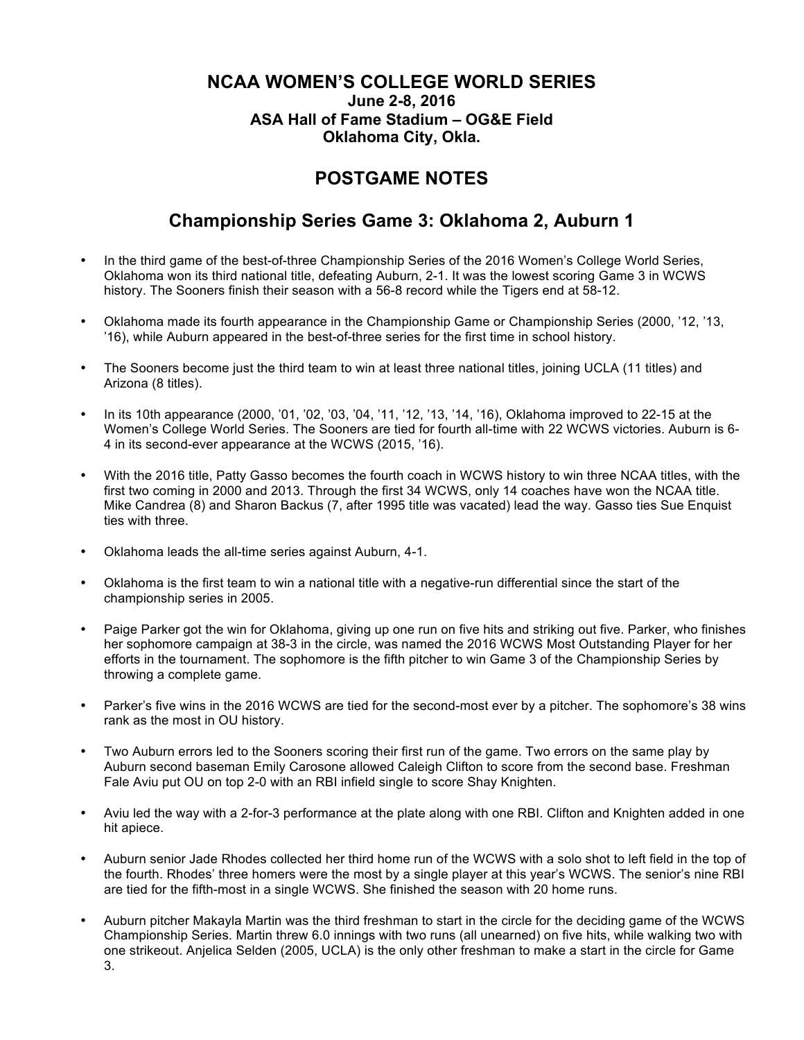# NCAA WOMEN'S COLLEGE WORLD SERIES

**June 2-8, 2016**
**ASA Hall of Fame Stadium – OG&E Field**
**Oklahoma City, Okla.**

## POSTGAME NOTES

## Championship Series Game 3: Oklahoma 2, Auburn 1

- In the third game of the best-of-three Championship Series of the 2016 Women's College World Series, Oklahoma won its third national title, defeating Auburn, 2-1. It was the lowest scoring Game 3 in WCWS history. The Sooners finish their season with a 56-8 record while the Tigers end at 58-12.
- Oklahoma made its fourth appearance in the Championship Game or Championship Series (2000, '12, '13, '16), while Auburn appeared in the best-of-three series for the first time in school history.
- The Sooners become just the third team to win at least three national titles, joining UCLA (11 titles) and Arizona (8 titles).
- In its 10th appearance (2000, '01, '02, '03, '04, '11, '12, '13, '14, '16), Oklahoma improved to 22-15 at the Women's College World Series. The Sooners are tied for fourth all-time with 22 WCWS victories. Auburn is 6-4 in its second-ever appearance at the WCWS (2015, '16).
- With the 2016 title, Patty Gasso becomes the fourth coach in WCWS history to win three NCAA titles, with the first two coming in 2000 and 2013. Through the first 34 WCWS, only 14 coaches have won the NCAA title. Mike Candrea (8) and Sharon Backus (7, after 1995 title was vacated) lead the way. Gasso ties Sue Enquist ties with three.
- Oklahoma leads the all-time series against Auburn, 4-1.
- Oklahoma is the first team to win a national title with a negative-run differential since the start of the championship series in 2005.
- Paige Parker got the win for Oklahoma, giving up one run on five hits and striking out five. Parker, who finishes her sophomore campaign at 38-3 in the circle, was named the 2016 WCWS Most Outstanding Player for her efforts in the tournament. The sophomore is the fifth pitcher to win Game 3 of the Championship Series by throwing a complete game.
- Parker's five wins in the 2016 WCWS are tied for the second-most ever by a pitcher. The sophomore's 38 wins rank as the most in OU history.
- Two Auburn errors led to the Sooners scoring their first run of the game. Two errors on the same play by Auburn second baseman Emily Carosone allowed Caleigh Clifton to score from the second base. Freshman Fale Aviu put OU on top 2-0 with an RBI infield single to score Shay Knighten.
- Aviu led the way with a 2-for-3 performance at the plate along with one RBI. Clifton and Knighten added in one hit apiece.
- Auburn senior Jade Rhodes collected her third home run of the WCWS with a solo shot to left field in the top of the fourth. Rhodes' three homers were the most by a single player at this year's WCWS. The senior's nine RBI are tied for the fifth-most in a single WCWS. She finished the season with 20 home runs.
- Auburn pitcher Makayla Martin was the third freshman to start in the circle for the deciding game of the WCWS Championship Series. Martin threw 6.0 innings with two runs (all unearned) on five hits, while walking two with one strikeout. Anjelica Selden (2005, UCLA) is the only other freshman to make a start in the circle for Game 3.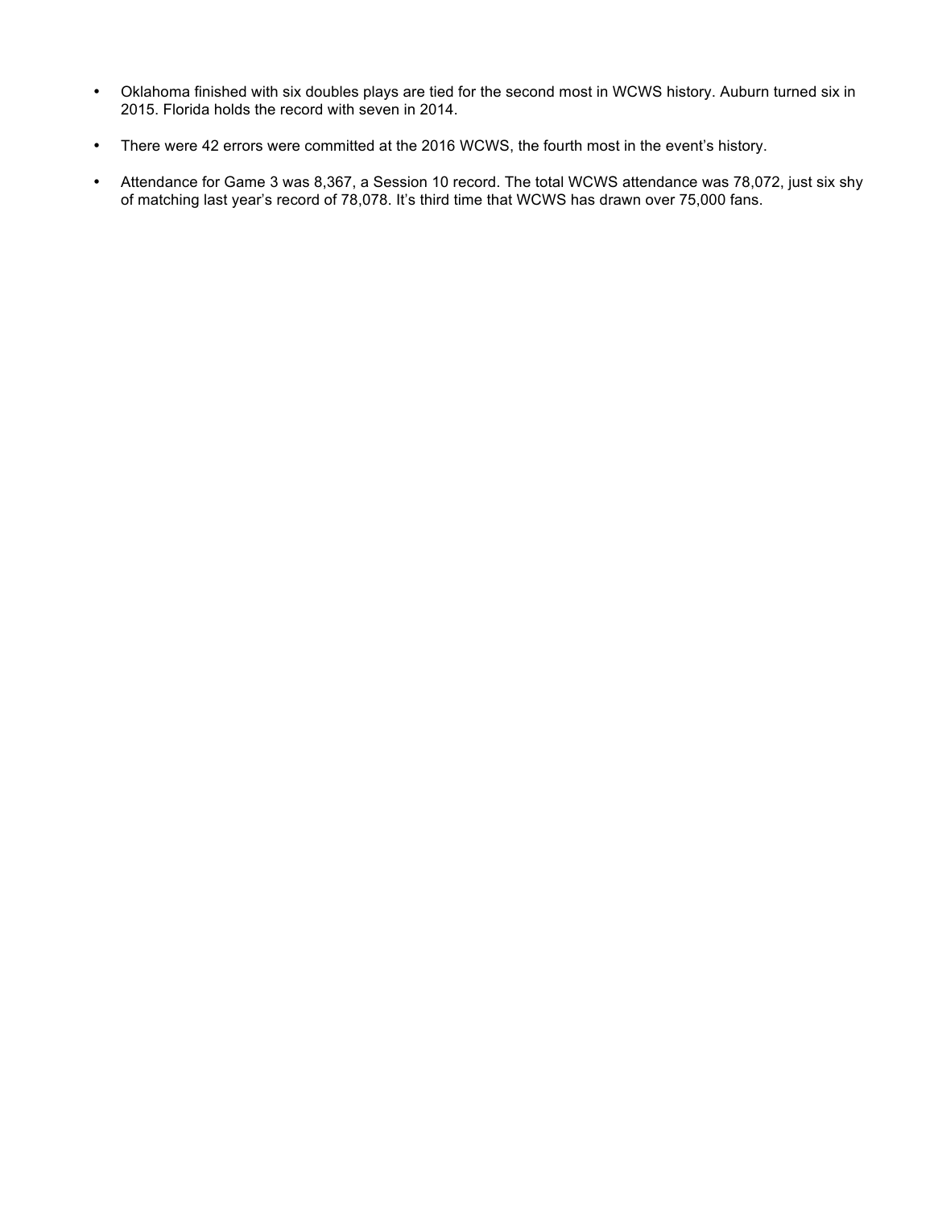- Oklahoma finished with six doubles plays are tied for the second most in WCWS history. Auburn turned six in 2015. Florida holds the record with seven in 2014.

- There were 42 errors were committed at the 2016 WCWS, the fourth most in the event's history.

- Attendance for Game 3 was 8,367, a Session 10 record. The total WCWS attendance was 78,072, just six shy of matching last year's record of 78,078. It's third time that WCWS has drawn over 75,000 fans.